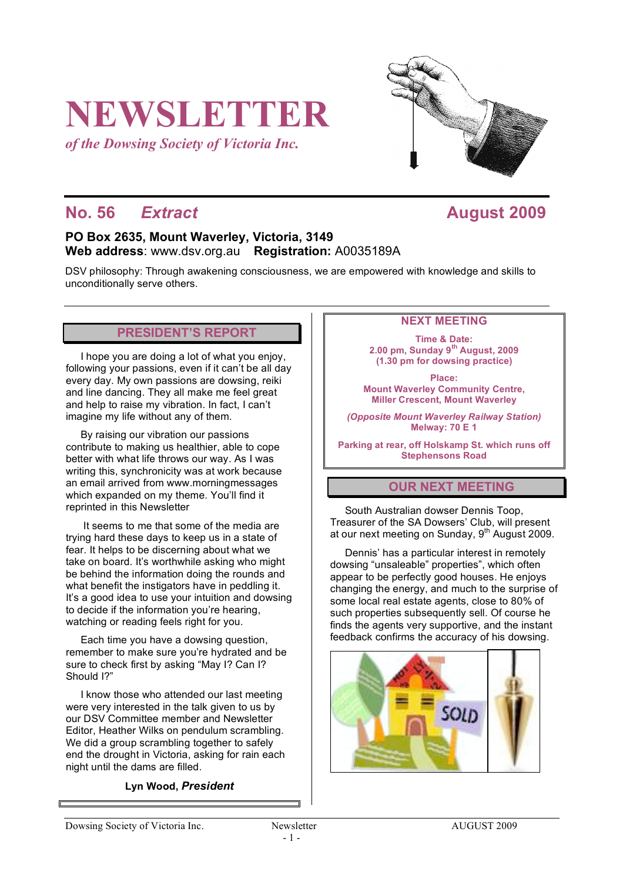# NEWSLETTER

*of the Dowsing Society of Victoria Inc.*

## No. 56 *Extract* August 2009

**PO Box 2635, Mount Waverley, Victoria, 3149**
**Web address**: www.dsv.org.au **Registration:** A0035189A

DSV philosophy: Through awakening consciousness, we are empowered with knowledge and skills to unconditionally serve others.

## PRESIDENT'S REPORT

I hope you are doing a lot of what you enjoy, following your passions, even if it can't be all day every day. My own passions are dowsing, reiki and line dancing. They all make me feel great and help to raise my vibration. In fact, I can't imagine my life without any of them.

By raising our vibration our passions contribute to making us healthier, able to cope better with what life throws our way. As I was writing this, synchronicity was at work because an email arrived from www.morningmessages which expanded on my theme. You'll find it reprinted in this Newsletter

It seems to me that some of the media are trying hard these days to keep us in a state of fear. It helps to be discerning about what we take on board. It's worthwhile asking who might be behind the information doing the rounds and what benefit the instigators have in peddling it. It's a good idea to use your intuition and dowsing to decide if the information you're hearing, watching or reading feels right for you.

Each time you have a dowsing question, remember to make sure you're hydrated and be sure to check first by asking "May I? Can I? Should I?"

I know those who attended our last meeting were very interested in the talk given to us by our DSV Committee member and Newsletter Editor, Heather Wilks on pendulum scrambling. We did a group scrambling together to safely end the drought in Victoria, asking for rain each night until the dams are filled.

**Lyn Wood, *President***

## NEXT MEETING

**Time & Date:**
**2.00 pm, Sunday 9th August, 2009**
**(1.30 pm for dowsing practice)**

**Place:**
**Mount Waverley Community Centre,**
**Miller Crescent, Mount Waverley**

***(Opposite Mount Waverley Railway Station)***
**Melway: 70 E 1**

**Parking at rear, off Holskamp St. which runs off Stephensons Road**

## OUR NEXT MEETING

South Australian dowser Dennis Toop, Treasurer of the SA Dowsers' Club, will present at our next meeting on Sunday, 9th August 2009.

Dennis' has a particular interest in remotely dowsing "unsaleable" properties", which often appear to be perfectly good houses. He enjoys changing the energy, and much to the surprise of some local real estate agents, close to 80% of such properties subsequently sell. Of course he finds the agents very supportive, and the instant feedback confirms the accuracy of his dowsing.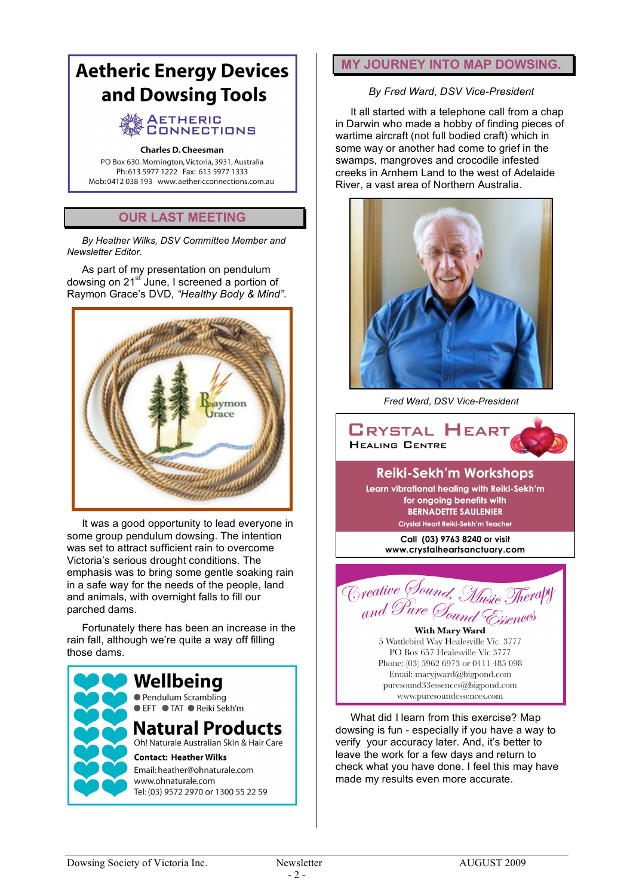**Aetheric Energy Devices and Dowsing Tools**

AETHERIC CONNECTIONS

**Charles D. Cheesman**
PO Box 630, Mornington, Victoria, 3931, Australia
Ph: 613 5977 1222 Fax: 613 5977 1333
Mob: 0412 038 193 www.aethericconnections.com.au

## OUR LAST MEETING

*By Heather Wilks, DSV Committee Member and Newsletter Editor.*

As part of my presentation on pendulum dowsing on 21st June, I screened a portion of Raymon Grace's DVD, *"Healthy Body & Mind"*.

It was a good opportunity to lead everyone in some group pendulum dowsing. The intention was set to attract sufficient rain to overcome Victoria's serious drought conditions. The emphasis was to bring some gentle soaking rain in a safe way for the needs of the people, land and animals, with overnight falls to fill our parched dams.

Fortunately there has been an increase in the rain fall, although we're quite a way off filling those dams.

**Wellbeing**
- Pendulum Scrambling
- EFT • TAT • Reiki Sekh'm

**Natural Products**
Oh! Naturale Australian Skin & Hair Care
**Contact: Heather Wilks**
Email: heather@ohnaturale.com
www.ohnaturale.com
Tel: (03) 9572 2970 or 1300 55 22 59

## MY JOURNEY INTO MAP DOWSING.

*By Fred Ward, DSV Vice-President*

It all started with a telephone call from a chap in Darwin who made a hobby of finding pieces of wartime aircraft (not full bodied craft) which in some way or another had come to grief in the swamps, mangroves and crocodile infested creeks in Arnhem Land to the west of Adelaide River, a vast area of Northern Australia.

*Fred Ward, DSV Vice-President*

**CRYSTAL HEART**
HEALING CENTRE

**Reiki-Sekh'm Workshops**
Learn vibrational healing with Reiki-Sekh'm for ongoing benefits with
BERNADETTE SAULENIER
Crystal Heart Reiki-Sekh'm Teacher
Call (03) 9763 8240 or visit
www.crystalheartsanctuary.com

*Creative Sound, Music Therapy and Pure Sound Essences*
**With Mary Ward**
5 Wattlebird Way Healesville Vic 3777
PO Box 657 Healesville Vic 3777
Phone: (03) 5962 6973 or 0411 485 098
Email: maryjward@bigpond.com
puresound33essences@bigpond.com
www.puresoundessences.com

What did I learn from this exercise? Map dowsing is fun - especially if you have a way to verify your accuracy later. And, it's better to leave the work for a few days and return to check what you have done. I feel this may have made my results even more accurate.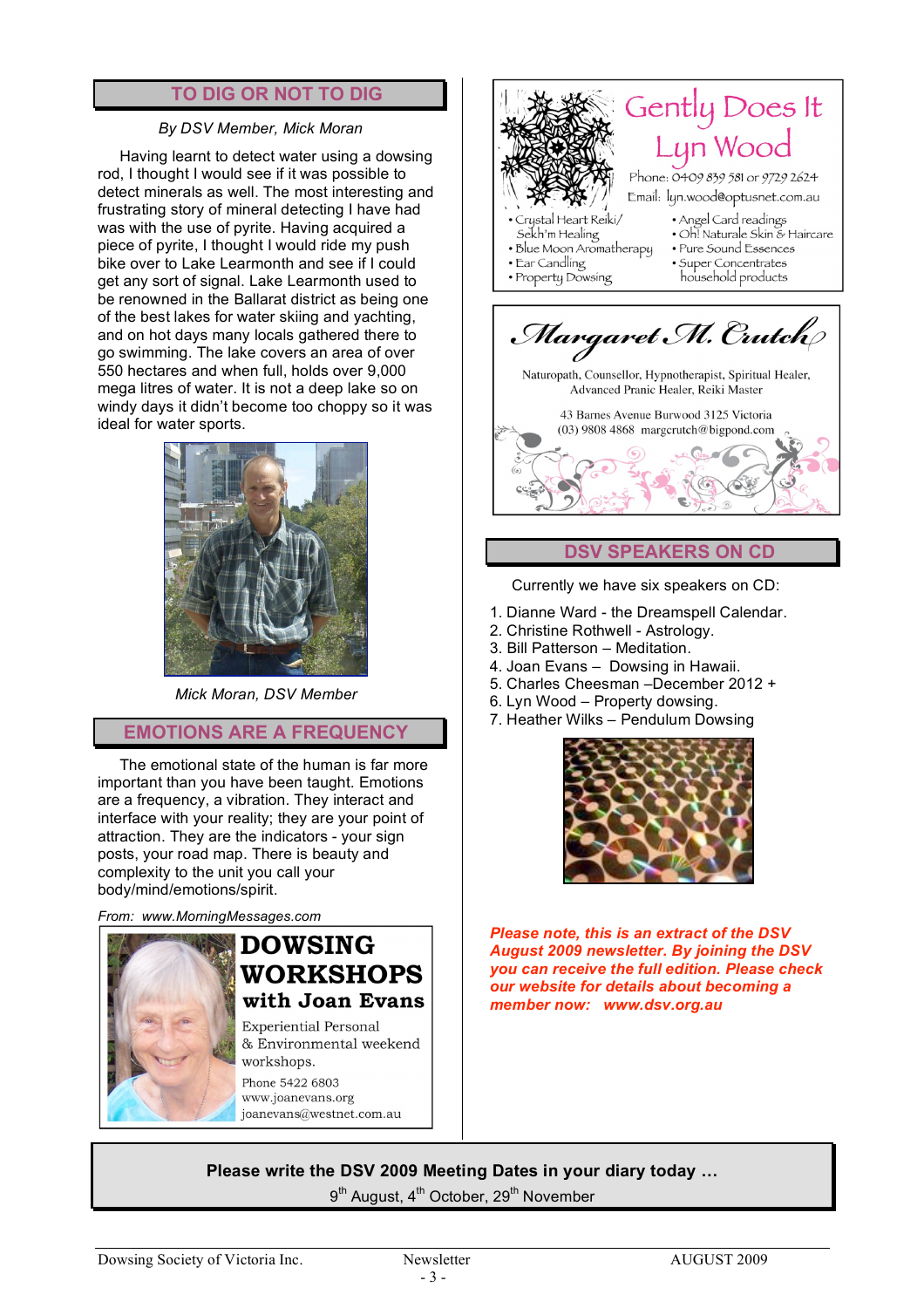## TO DIG OR NOT TO DIG

*By DSV Member, Mick Moran*

Having learnt to detect water using a dowsing rod, I thought I would see if it was possible to detect minerals as well. The most interesting and frustrating story of mineral detecting I have had was with the use of pyrite. Having acquired a piece of pyrite, I thought I would ride my push bike over to Lake Learmonth and see if I could get any sort of signal. Lake Learmonth used to be renowned in the Ballarat district as being one of the best lakes for water skiing and yachting, and on hot days many locals gathered there to go swimming. The lake covers an area of over 550 hectares and when full, holds over 9,000 mega litres of water. It is not a deep lake so on windy days it didn't become too choppy so it was ideal for water sports.

*Mick Moran, DSV Member*

## EMOTIONS ARE A FREQUENCY

The emotional state of the human is far more important than you have been taught. Emotions are a frequency, a vibration. They interact and interface with your reality; they are your point of attraction. They are the indicators - your sign posts, your road map. There is beauty and complexity to the unit you call your body/mind/emotions/spirit.

*From: www.MorningMessages.com*

**DOWSING WORKSHOPS with Joan Evans**

Experiential Personal & Environmental weekend workshops.

Phone 5422 6803
www.joanevans.org
joanevans@westnet.com.au

**Gently Does It**
**Lyn Wood**

Phone: 0409 839 581 or 9729 2624
Email: lyn.wood@optusnet.com.au

- Crystal Heart Reiki/ Sekh'm Healing
- Blue Moon Aromatherapy
- Ear Candling
- Property Dowsing
- Angel Card readings
- Oh! Naturale Skin & Haircare
- Pure Sound Essences
- Super Concentrates household products

**Margaret M. Crutch**

Naturopath, Counsellor, Hypnotherapist, Spiritual Healer, Advanced Pranic Healer, Reiki Master

43 Barnes Avenue Burwood 3125 Victoria
(03) 9808 4868 margcrutch@bigpond.com

## DSV SPEAKERS ON CD

Currently we have six speakers on CD:

1. Dianne Ward - the Dreamspell Calendar.
2. Christine Rothwell - Astrology.
3. Bill Patterson – Meditation.
4. Joan Evans – Dowsing in Hawaii.
5. Charles Cheesman –December 2012 +
6. Lyn Wood – Property dowsing.
7. Heather Wilks – Pendulum Dowsing

***Please note, this is an extract of the DSV August 2009 newsletter. By joining the DSV you can receive the full edition. Please check our website for details about becoming a member now: www.dsv.org.au***

**Please write the DSV 2009 Meeting Dates in your diary today …**

9th August, 4th October, 29th November